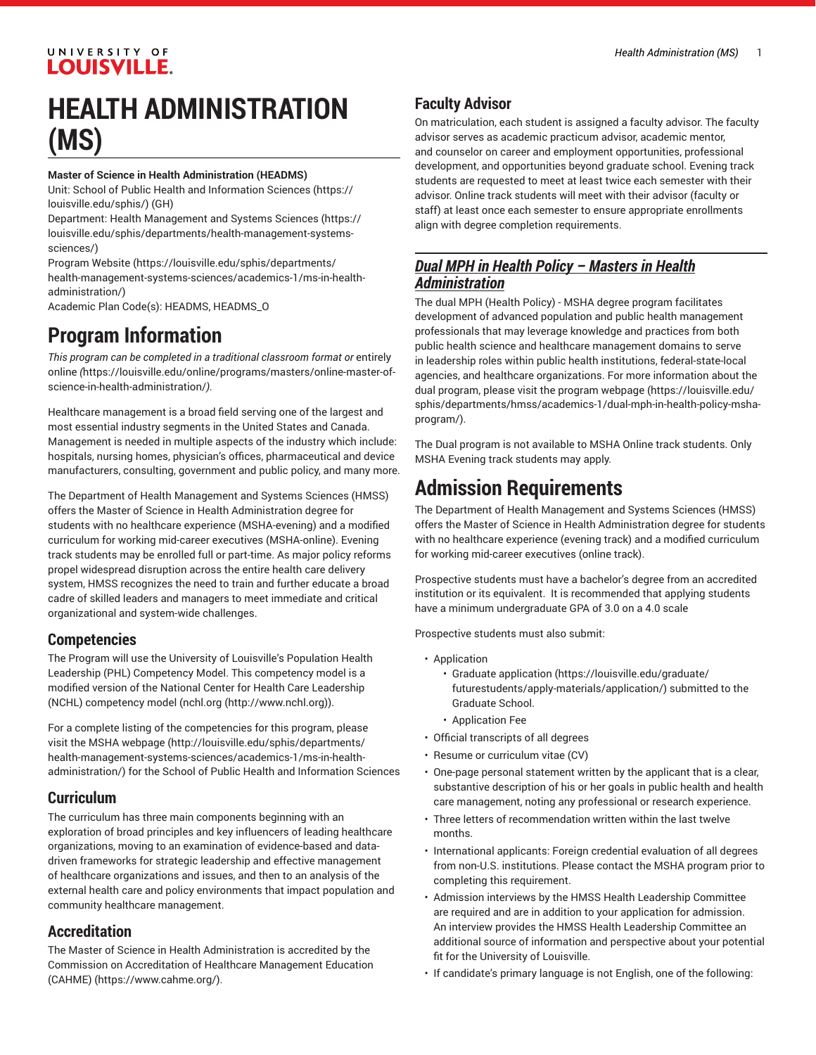# HEALTH ADMINISTRATION (MS)

**Master of Science in Health Administration (HEADMS)**

Unit: School of Public Health and Information Sciences (https://louisville.edu/sphis/) (GH)

Department: Health Management and Systems Sciences (https://louisville.edu/sphis/departments/health-management-systems-sciences/)

Program Website (https://louisville.edu/sphis/departments/health-management-systems-sciences/academics-1/ms-in-health-administration/)

Academic Plan Code(s): HEADMS, HEADMS_O

# Program Information

*This program can be completed in a traditional classroom format or* entirely online *(*https://louisville.edu/online/programs/masters/online-master-of-science-in-health-administration/*).*

Healthcare management is a broad field serving one of the largest and most essential industry segments in the United States and Canada. Management is needed in multiple aspects of the industry which include: hospitals, nursing homes, physician's offices, pharmaceutical and device manufacturers, consulting, government and public policy, and many more.

The Department of Health Management and Systems Sciences (HMSS) offers the Master of Science in Health Administration degree for students with no healthcare experience (MSHA-evening) and a modified curriculum for working mid-career executives (MSHA-online). Evening track students may be enrolled full or part-time. As major policy reforms propel widespread disruption across the entire health care delivery system, HMSS recognizes the need to train and further educate a broad cadre of skilled leaders and managers to meet immediate and critical organizational and system-wide challenges.

## Competencies

The Program will use the University of Louisville's Population Health Leadership (PHL) Competency Model. This competency model is a modified version of the National Center for Health Care Leadership (NCHL) competency model (nchl.org (http://www.nchl.org)).

For a complete listing of the competencies for this program, please visit the MSHA webpage (http://louisville.edu/sphis/departments/health-management-systems-sciences/academics-1/ms-in-health-administration/) for the School of Public Health and Information Sciences

## Curriculum

The curriculum has three main components beginning with an exploration of broad principles and key influencers of leading healthcare organizations, moving to an examination of evidence-based and data-driven frameworks for strategic leadership and effective management of healthcare organizations and issues, and then to an analysis of the external health care and policy environments that impact population and community healthcare management.

## Accreditation

The Master of Science in Health Administration is accredited by the Commission on Accreditation of Healthcare Management Education (CAHME) (https://www.cahme.org/).

## Faculty Advisor

On matriculation, each student is assigned a faculty advisor. The faculty advisor serves as academic practicum advisor, academic mentor, and counselor on career and employment opportunities, professional development, and opportunities beyond graduate school. Evening track students are requested to meet at least twice each semester with their advisor. Online track students will meet with their advisor (faculty or staff) at least once each semester to ensure appropriate enrollments align with degree completion requirements.

## *Dual MPH in Health Policy – Masters in Health Administration*

The dual MPH (Health Policy) - MSHA degree program facilitates development of advanced population and public health management professionals that may leverage knowledge and practices from both public health science and healthcare management domains to serve in leadership roles within public health institutions, federal-state-local agencies, and healthcare organizations. For more information about the dual program, please visit the program webpage (https://louisville.edu/sphis/departments/hmss/academics-1/dual-mph-in-health-policy-msha-program/).

The Dual program is not available to MSHA Online track students. Only MSHA Evening track students may apply.

# Admission Requirements

The Department of Health Management and Systems Sciences (HMSS) offers the Master of Science in Health Administration degree for students with no healthcare experience (evening track) and a modified curriculum for working mid-career executives (online track).

Prospective students must have a bachelor's degree from an accredited institution or its equivalent. It is recommended that applying students have a minimum undergraduate GPA of 3.0 on a 4.0 scale

Prospective students must also submit:

- Application
  - Graduate application (https://louisville.edu/graduate/futurestudents/apply-materials/application/) submitted to the Graduate School.
  - Application Fee
- Official transcripts of all degrees
- Resume or curriculum vitae (CV)
- One-page personal statement written by the applicant that is a clear, substantive description of his or her goals in public health and health care management, noting any professional or research experience.
- Three letters of recommendation written within the last twelve months.
- International applicants: Foreign credential evaluation of all degrees from non-U.S. institutions. Please contact the MSHA program prior to completing this requirement.
- Admission interviews by the HMSS Health Leadership Committee are required and are in addition to your application for admission. An interview provides the HMSS Health Leadership Committee an additional source of information and perspective about your potential fit for the University of Louisville.
- If candidate's primary language is not English, one of the following: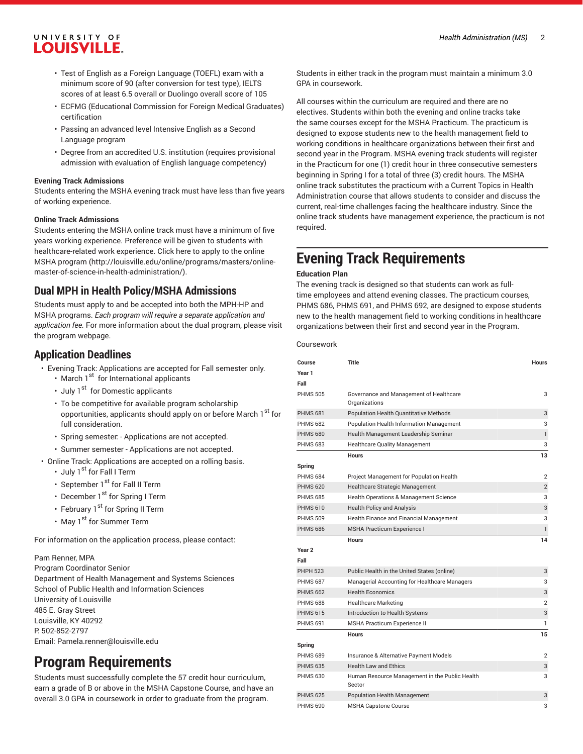- Test of English as a Foreign Language (TOEFL) exam with a minimum score of 90 (after conversion for test type), IELTS scores of at least 6.5 overall or Duolingo overall score of 105
- ECFMG (Educational Commission for Foreign Medical Graduates) certification
- Passing an advanced level Intensive English as a Second Language program
- Degree from an accredited U.S. institution (requires provisional admission with evaluation of English language competency)

**Evening Track Admissions**

Students entering the MSHA evening track must have less than five years of working experience.

**Online Track Admissions**

Students entering the MSHA online track must have a minimum of five years working experience. Preference will be given to students with healthcare-related work experience. Click here to apply to the online MSHA program (http://louisville.edu/online/programs/masters/online-master-of-science-in-health-administration/).

## Dual MPH in Health Policy/MSHA Admissions

Students must apply to and be accepted into both the MPH-HP and MSHA programs. *Each program will require a separate application and application fee.* For more information about the dual program, please visit the program webpage.

## Application Deadlines

- Evening Track: Applications are accepted for Fall semester only.
  - March 1st for International applicants
  - July 1st for Domestic applicants
  - To be competitive for available program scholarship opportunities, applicants should apply on or before March 1st for full consideration.
  - Spring semester. - Applications are not accepted.
  - Summer semester - Applications are not accepted.
- Online Track: Applications are accepted on a rolling basis.
  - July 1st for Fall I Term
  - September 1st for Fall II Term
  - December 1st for Spring I Term
  - February 1st for Spring II Term
  - May 1st for Summer Term

For information on the application process, please contact:

Pam Renner, MPA
Program Coordinator Senior
Department of Health Management and Systems Sciences
School of Public Health and Information Sciences
University of Louisville
485 E. Gray Street
Louisville, KY 40292
P. 502-852-2797
Email: Pamela.renner@louisville.edu

# Program Requirements

Students must successfully complete the 57 credit hour curriculum, earn a grade of B or above in the MSHA Capstone Course, and have an overall 3.0 GPA in coursework in order to graduate from the program.

Students in either track in the program must maintain a minimum 3.0 GPA in coursework.

All courses within the curriculum are required and there are no electives. Students within both the evening and online tracks take the same courses except for the MSHA Practicum. The practicum is designed to expose students new to the health management field to working conditions in healthcare organizations between their first and second year in the Program. MSHA evening track students will register in the Practicum for one (1) credit hour in three consecutive semesters beginning in Spring I for a total of three (3) credit hours. The MSHA online track substitutes the practicum with a Current Topics in Health Administration course that allows students to consider and discuss the current, real-time challenges facing the healthcare industry. Since the online track students have management experience, the practicum is not required.

# Evening Track Requirements

**Education Plan**

The evening track is designed so that students can work as full-time employees and attend evening classes. The practicum courses, PHMS 686, PHMS 691, and PHMS 692, are designed to expose students new to the health management field to working conditions in healthcare organizations between their first and second year in the Program.

Coursework

| Course | Title | Hours |
|---|---|---|
| **Year 1** | | |
| **Fall** | | |
| PHMS 505 | Governance and Management of Healthcare Organizations | 3 |
| PHMS 681 | Population Health Quantitative Methods | 3 |
| PHMS 682 | Population Health Information Management | 3 |
| PHMS 680 | Health Management Leadership Seminar | 1 |
| PHMS 683 | Healthcare Quality Management | 3 |
| | **Hours** | **13** |
| **Spring** | | |
| PHMS 684 | Project Management for Population Health | 2 |
| PHMS 620 | Healthcare Strategic Management | 2 |
| PHMS 685 | Health Operations & Management Science | 3 |
| PHMS 610 | Health Policy and Analysis | 3 |
| PHMS 509 | Health Finance and Financial Management | 3 |
| PHMS 686 | MSHA Practicum Experience I | 1 |
| | **Hours** | **14** |
| **Year 2** | | |
| **Fall** | | |
| PHPH 523 | Public Health in the United States (online) | 3 |
| PHMS 687 | Managerial Accounting for Healthcare Managers | 3 |
| PHMS 662 | Health Economics | 3 |
| PHMS 688 | Healthcare Marketing | 2 |
| PHMS 615 | Introduction to Health Systems | 3 |
| PHMS 691 | MSHA Practicum Experience II | 1 |
| | **Hours** | **15** |
| **Spring** | | |
| PHMS 689 | Insurance & Alternative Payment Models | 2 |
| PHMS 635 | Health Law and Ethics | 3 |
| PHMS 630 | Human Resource Management in the Public Health Sector | 3 |
| PHMS 625 | Population Health Management | 3 |
| PHMS 690 | MSHA Capstone Course | 3 |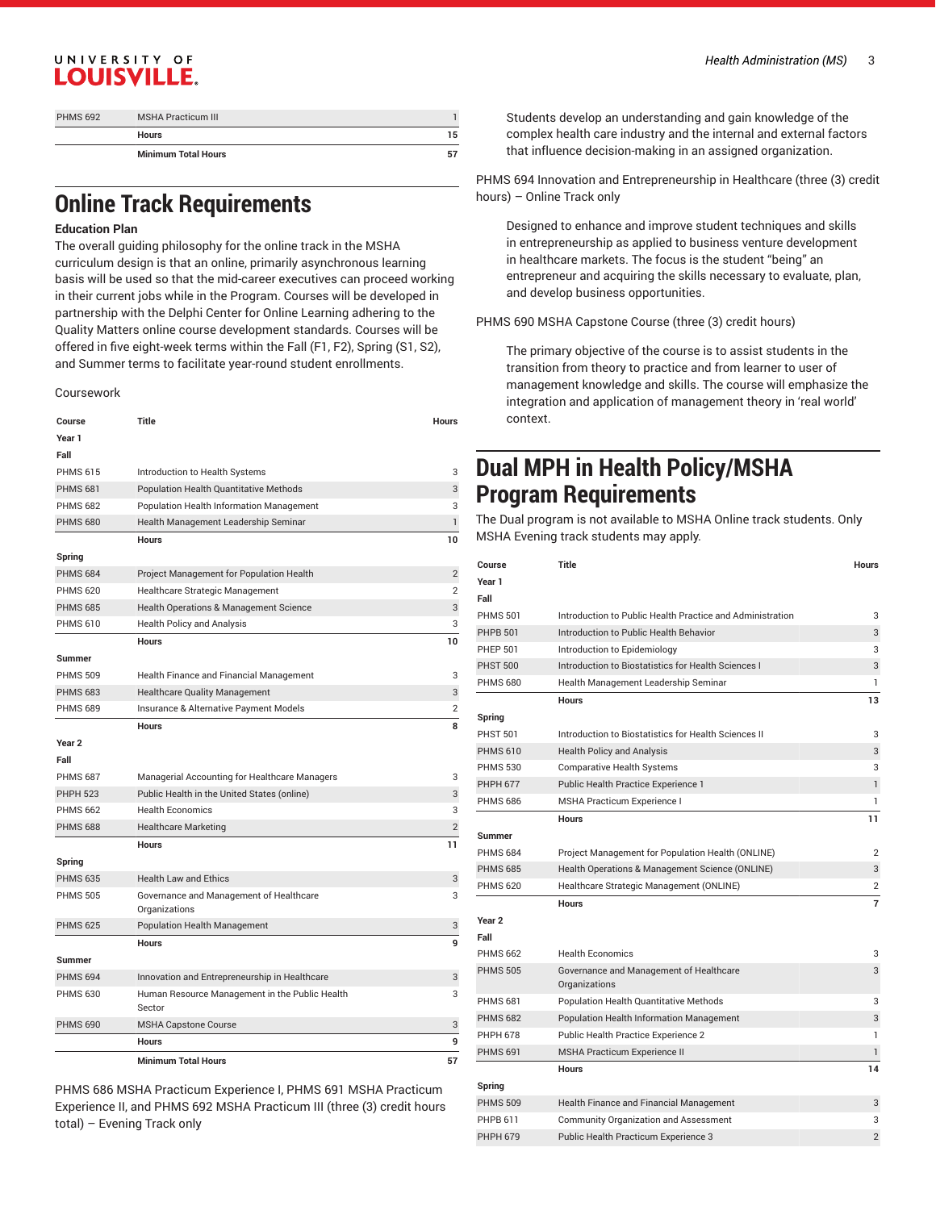| | | |
|---|---|---|
| PHMS 692 | MSHA Practicum III | 1 |
| | **Hours** | **15** |
| | **Minimum Total Hours** | **57** |

# Online Track Requirements

### Education Plan

The overall guiding philosophy for the online track in the MSHA curriculum design is that an online, primarily asynchronous learning basis will be used so that the mid-career executives can proceed working in their current jobs while in the Program. Courses will be developed in partnership with the Delphi Center for Online Learning adhering to the Quality Matters online course development standards. Courses will be offered in five eight-week terms within the Fall (F1, F2), Spring (S1, S2), and Summer terms to facilitate year-round student enrollments.

Coursework

| Course | Title | Hours |
|---|---|---|
| **Year 1** | | |
| **Fall** | | |
| PHMS 615 | Introduction to Health Systems | 3 |
| PHMS 681 | Population Health Quantitative Methods | 3 |
| PHMS 682 | Population Health Information Management | 3 |
| PHMS 680 | Health Management Leadership Seminar | 1 |
| | **Hours** | **10** |
| **Spring** | | |
| PHMS 684 | Project Management for Population Health | 2 |
| PHMS 620 | Healthcare Strategic Management | 2 |
| PHMS 685 | Health Operations & Management Science | 3 |
| PHMS 610 | Health Policy and Analysis | 3 |
| | **Hours** | **10** |
| **Summer** | | |
| PHMS 509 | Health Finance and Financial Management | 3 |
| PHMS 683 | Healthcare Quality Management | 3 |
| PHMS 689 | Insurance & Alternative Payment Models | 2 |
| | **Hours** | **8** |
| **Year 2** | | |
| **Fall** | | |
| PHMS 687 | Managerial Accounting for Healthcare Managers | 3 |
| PHPH 523 | Public Health in the United States (online) | 3 |
| PHMS 662 | Health Economics | 3 |
| PHMS 688 | Healthcare Marketing | 2 |
| | **Hours** | **11** |
| **Spring** | | |
| PHMS 635 | Health Law and Ethics | 3 |
| PHMS 505 | Governance and Management of Healthcare Organizations | 3 |
| PHMS 625 | Population Health Management | 3 |
| | **Hours** | **9** |
| **Summer** | | |
| PHMS 694 | Innovation and Entrepreneurship in Healthcare | 3 |
| PHMS 630 | Human Resource Management in the Public Health Sector | 3 |
| PHMS 690 | MSHA Capstone Course | 3 |
| | **Hours** | **9** |
| | **Minimum Total Hours** | **57** |

PHMS 686 MSHA Practicum Experience I, PHMS 691 MSHA Practicum Experience II, and PHMS 692 MSHA Practicum III (three (3) credit hours total) – Evening Track only

> Students develop an understanding and gain knowledge of the complex health care industry and the internal and external factors that influence decision-making in an assigned organization.

PHMS 694 Innovation and Entrepreneurship in Healthcare (three (3) credit hours) – Online Track only

> Designed to enhance and improve student techniques and skills in entrepreneurship as applied to business venture development in healthcare markets. The focus is the student "being" an entrepreneur and acquiring the skills necessary to evaluate, plan, and develop business opportunities.

PHMS 690 MSHA Capstone Course (three (3) credit hours)

> The primary objective of the course is to assist students in the transition from theory to practice and from learner to user of management knowledge and skills. The course will emphasize the integration and application of management theory in 'real world' context.

# Dual MPH in Health Policy/MSHA Program Requirements

The Dual program is not available to MSHA Online track students. Only MSHA Evening track students may apply.

| Course | Title | Hours |
|---|---|---|
| **Year 1** | | |
| **Fall** | | |
| PHMS 501 | Introduction to Public Health Practice and Administration | 3 |
| PHPB 501 | Introduction to Public Health Behavior | 3 |
| PHEP 501 | Introduction to Epidemiology | 3 |
| PHST 500 | Introduction to Biostatistics for Health Sciences I | 3 |
| PHMS 680 | Health Management Leadership Seminar | 1 |
| | **Hours** | **13** |
| **Spring** | | |
| PHST 501 | Introduction to Biostatistics for Health Sciences II | 3 |
| PHMS 610 | Health Policy and Analysis | 3 |
| PHMS 530 | Comparative Health Systems | 3 |
| PHPH 677 | Public Health Practice Experience 1 | 1 |
| PHMS 686 | MSHA Practicum Experience I | 1 |
| | **Hours** | **11** |
| **Summer** | | |
| PHMS 684 | Project Management for Population Health (ONLINE) | 2 |
| PHMS 685 | Health Operations & Management Science (ONLINE) | 3 |
| PHMS 620 | Healthcare Strategic Management (ONLINE) | 2 |
| | **Hours** | **7** |
| **Year 2** | | |
| **Fall** | | |
| PHMS 662 | Health Economics | 3 |
| PHMS 505 | Governance and Management of Healthcare Organizations | 3 |
| PHMS 681 | Population Health Quantitative Methods | 3 |
| PHMS 682 | Population Health Information Management | 3 |
| PHPH 678 | Public Health Practice Experience 2 | 1 |
| PHMS 691 | MSHA Practicum Experience II | 1 |
| | **Hours** | **14** |
| **Spring** | | |
| PHMS 509 | Health Finance and Financial Management | 3 |
| PHPB 611 | Community Organization and Assessment | 3 |
| PHPH 679 | Public Health Practicum Experience 3 | 2 |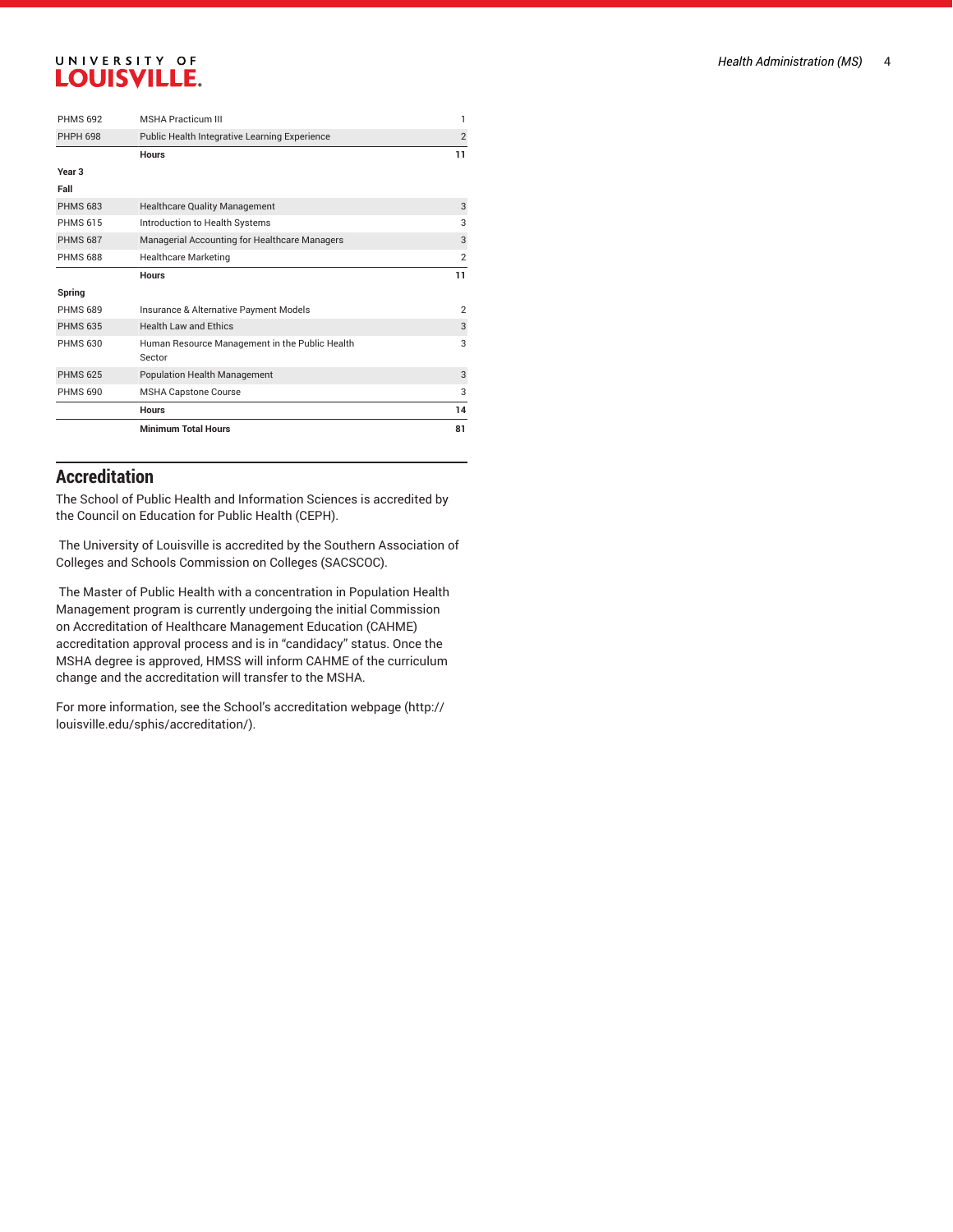| | | |
|---|---|---|
| PHMS 692 | MSHA Practicum III | 1 |
| PHPH 698 | Public Health Integrative Learning Experience | 2 |
| | **Hours** | **11** |
| **Year 3** | | |
| **Fall** | | |
| PHMS 683 | Healthcare Quality Management | 3 |
| PHMS 615 | Introduction to Health Systems | 3 |
| PHMS 687 | Managerial Accounting for Healthcare Managers | 3 |
| PHMS 688 | Healthcare Marketing | 2 |
| | **Hours** | **11** |
| **Spring** | | |
| PHMS 689 | Insurance & Alternative Payment Models | 2 |
| PHMS 635 | Health Law and Ethics | 3 |
| PHMS 630 | Human Resource Management in the Public Health Sector | 3 |
| PHMS 625 | Population Health Management | 3 |
| PHMS 690 | MSHA Capstone Course | 3 |
| | **Hours** | **14** |
| | **Minimum Total Hours** | **81** |

## Accreditation

The School of Public Health and Information Sciences is accredited by the Council on Education for Public Health (CEPH).

The University of Louisville is accredited by the Southern Association of Colleges and Schools Commission on Colleges (SACSCOC).

The Master of Public Health with a concentration in Population Health Management program is currently undergoing the initial Commission on Accreditation of Healthcare Management Education (CAHME) accreditation approval process and is in "candidacy" status. Once the MSHA degree is approved, HMSS will inform CAHME of the curriculum change and the accreditation will transfer to the MSHA.

For more information, see the School's accreditation webpage (http://louisville.edu/sphis/accreditation/).